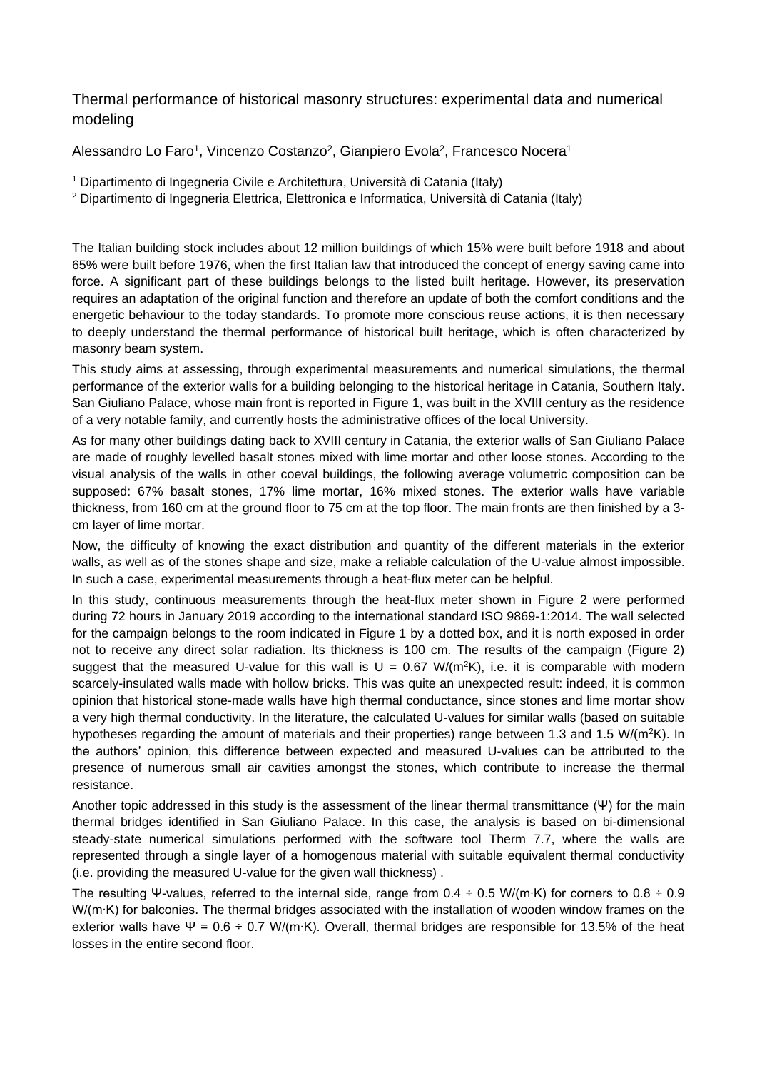# Thermal performance of historical masonry structures: experimental data and numerical modeling

Alessandro Lo Faro[1], Vincenzo Costanzo[2], Gianpiero Evola[2], Francesco Nocera[1]

[1] Dipartimento di Ingegneria Civile e Architettura, Università di Catania (Italy)

[2] Dipartimento di Ingegneria Elettrica, Elettronica e Informatica, Università di Catania (Italy)

The Italian building stock includes about 12 million buildings of which 15% were built before 1918 and about 65% were built before 1976, when the first Italian law that introduced the concept of energy saving came into force. A significant part of these buildings belongs to the listed built heritage. However, its preservation requires an adaptation of the original function and therefore an update of both the comfort conditions and the energetic behaviour to the today standards. To promote more conscious reuse actions, it is then necessary to deeply understand the thermal performance of historical built heritage, which is often characterized by masonry beam system.

This study aims at assessing, through experimental measurements and numerical simulations, the thermal performance of the exterior walls for a building belonging to the historical heritage in Catania, Southern Italy. San Giuliano Palace, whose main front is reported in Figure 1, was built in the XVIII century as the residence of a very notable family, and currently hosts the administrative offices of the local University.

As for many other buildings dating back to XVIII century in Catania, the exterior walls of San Giuliano Palace are made of roughly levelled basalt stones mixed with lime mortar and other loose stones. According to the visual analysis of the walls in other coeval buildings, the following average volumetric composition can be supposed: 67% basalt stones, 17% lime mortar, 16% mixed stones. The exterior walls have variable thickness, from 160 cm at the ground floor to 75 cm at the top floor. The main fronts are then finished by a 3-cm layer of lime mortar.

Now, the difficulty of knowing the exact distribution and quantity of the different materials in the exterior walls, as well as of the stones shape and size, make a reliable calculation of the U-value almost impossible. In such a case, experimental measurements through a heat-flux meter can be helpful.

In this study, continuous measurements through the heat-flux meter shown in Figure 2 were performed during 72 hours in January 2019 according to the international standard ISO 9869-1:2014. The wall selected for the campaign belongs to the room indicated in Figure 1 by a dotted box, and it is north exposed in order not to receive any direct solar radiation. Its thickness is 100 cm. The results of the campaign (Figure 2) suggest that the measured U-value for this wall is U = 0.67 W/(m$^2$K), i.e. it is comparable with modern scarcely-insulated walls made with hollow bricks. This was quite an unexpected result: indeed, it is common opinion that historical stone-made walls have high thermal conductance, since stones and lime mortar show a very high thermal conductivity. In the literature, the calculated U-values for similar walls (based on suitable hypotheses regarding the amount of materials and their properties) range between 1.3 and 1.5 W/(m$^2$K). In the authors' opinion, this difference between expected and measured U-values can be attributed to the presence of numerous small air cavities amongst the stones, which contribute to increase the thermal resistance.

Another topic addressed in this study is the assessment of the linear thermal transmittance ($\Psi$) for the main thermal bridges identified in San Giuliano Palace. In this case, the analysis is based on bi-dimensional steady-state numerical simulations performed with the software tool Therm 7.7, where the walls are represented through a single layer of a homogenous material with suitable equivalent thermal conductivity (i.e. providing the measured U-value for the given wall thickness) .

The resulting $\Psi$-values, referred to the internal side, range from 0.4 ÷ 0.5 W/(m·K) for corners to 0.8 ÷ 0.9 W/(m·K) for balconies. The thermal bridges associated with the installation of wooden window frames on the exterior walls have $\Psi$ = 0.6 ÷ 0.7 W/(m·K). Overall, thermal bridges are responsible for 13.5% of the heat losses in the entire second floor.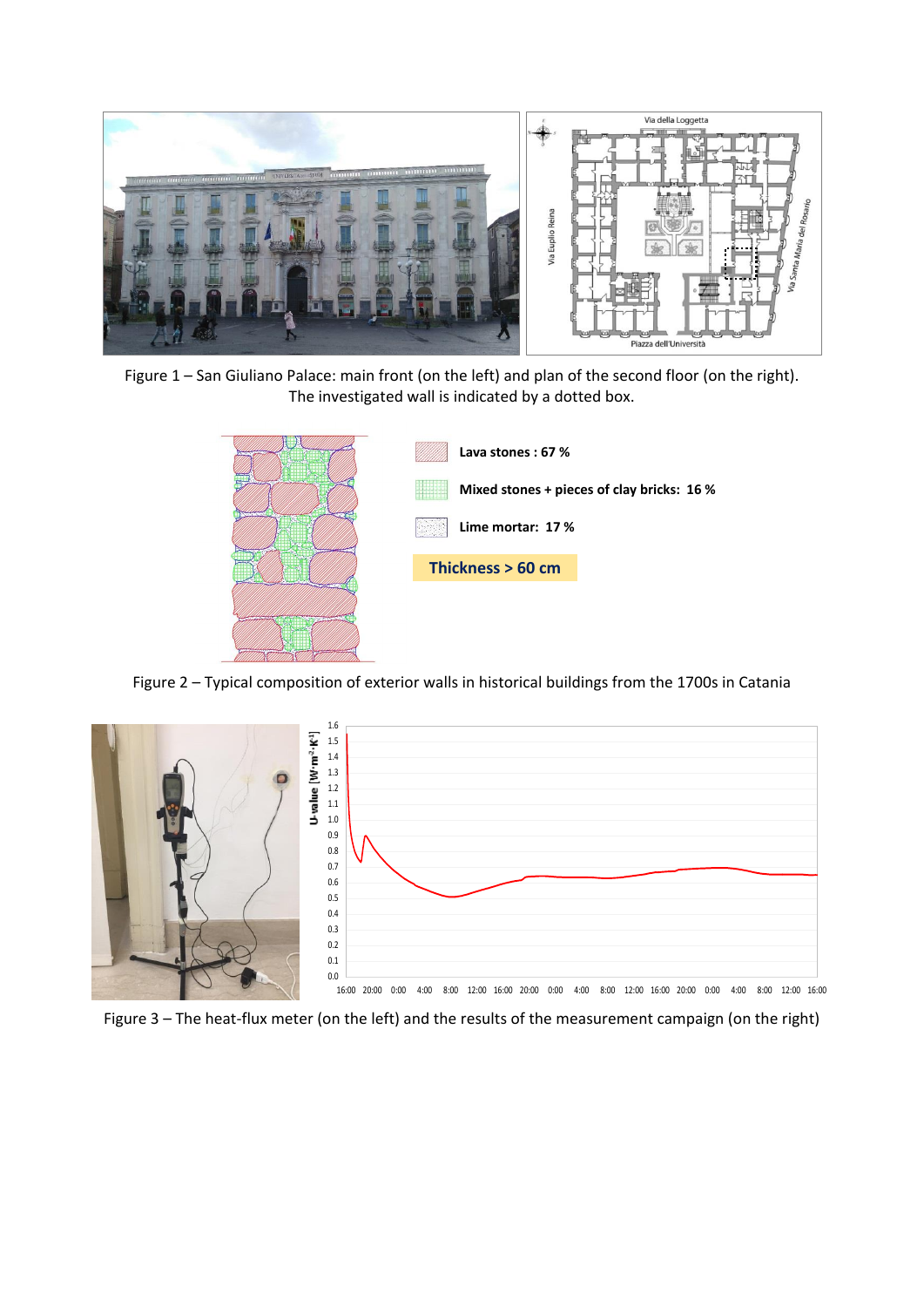Via della Loggetta

Via Euplio Reina

Via Santa Maria del Rosario

Piazza dell'Università

Figure 1 – San Giuliano Palace: main front (on the left) and plan of the second floor (on the right). The investigated wall is indicated by a dotted box.

**Lava stones : 67 %**

**Mixed stones + pieces of clay bricks: 16 %**

**Lime mortar: 17 %**

**Thickness > 60 cm**

Figure 2 – Typical composition of exterior walls in historical buildings from the 1700s in Catania

U-value [W·m⁻²·K⁻¹]

1.6
1.5
1.4
1.3
1.2
1.1
1.0
0.9
0.8
0.7
0.6
0.5
0.4
0.3
0.2
0.1
0.0

16:00 20:00 0:00 4:00 8:00 12:00 16:00 20:00 0:00 4:00 8:00 12:00 16:00 20:00 0:00 4:00 8:00 12:00 16:00

Figure 3 – The heat-flux meter (on the left) and the results of the measurement campaign (on the right)